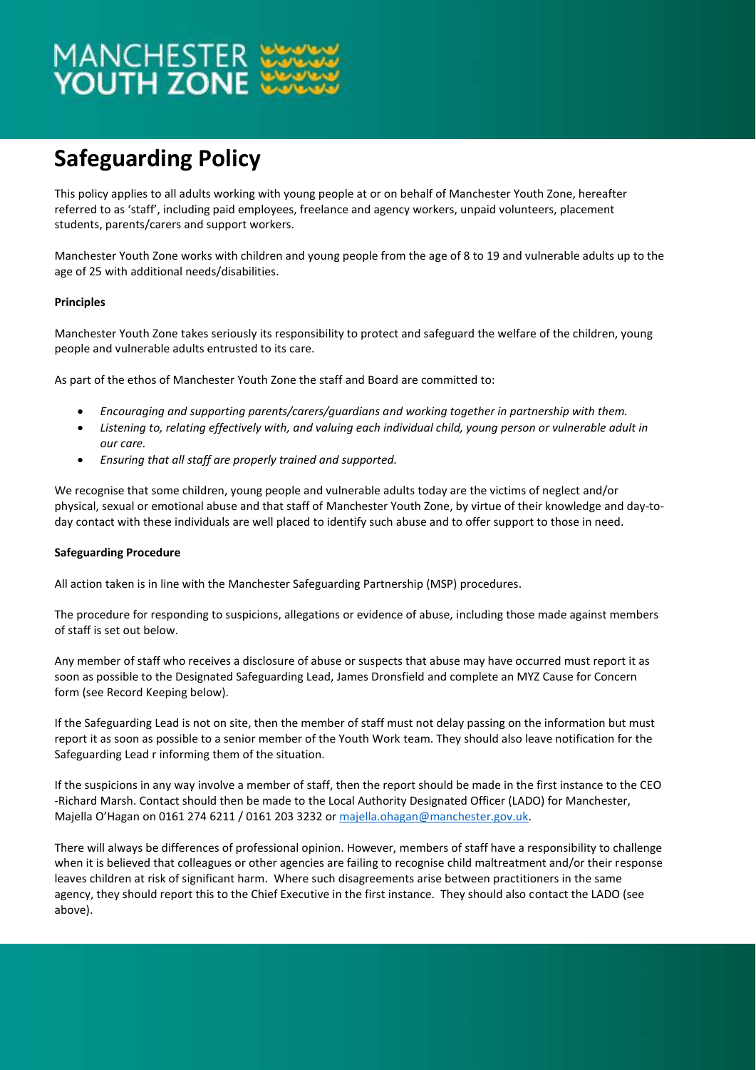# Safeguarding Policy

This policy applies to all adults working with young people at or on behalf of Manchester Youth Zone, hereafter referred to as 'staff', including paid employees, freelance and agency workers, unpaid volunteers, placement students, parents/carers and support workers.

Manchester Youth Zone works with children and young people from the age of 8 to 19 and vulnerable adults up to the age of 25 with additional needs/disabilities.

**Principles**

Manchester Youth Zone takes seriously its responsibility to protect and safeguard the welfare of the children, young people and vulnerable adults entrusted to its care.

As part of the ethos of Manchester Youth Zone the staff and Board are committed to:

- *Encouraging and supporting parents/carers/guardians and working together in partnership with them.*
- *Listening to, relating effectively with, and valuing each individual child, young person or vulnerable adult in our care.*
- *Ensuring that all staff are properly trained and supported.*

We recognise that some children, young people and vulnerable adults today are the victims of neglect and/or physical, sexual or emotional abuse and that staff of Manchester Youth Zone, by virtue of their knowledge and day-to-day contact with these individuals are well placed to identify such abuse and to offer support to those in need.

**Safeguarding Procedure**

All action taken is in line with the Manchester Safeguarding Partnership (MSP) procedures.

The procedure for responding to suspicions, allegations or evidence of abuse, including those made against members of staff is set out below.

Any member of staff who receives a disclosure of abuse or suspects that abuse may have occurred must report it as soon as possible to the Designated Safeguarding Lead, James Dronsfield and complete an MYZ Cause for Concern form (see Record Keeping below).

If the Safeguarding Lead is not on site, then the member of staff must not delay passing on the information but must report it as soon as possible to a senior member of the Youth Work team. They should also leave notification for the Safeguarding Lead r informing them of the situation.

If the suspicions in any way involve a member of staff, then the report should be made in the first instance to the CEO -Richard Marsh. Contact should then be made to the Local Authority Designated Officer (LADO) for Manchester, Majella O'Hagan on 0161 274 6211 / 0161 203 3232 or majella.ohagan@manchester.gov.uk.

There will always be differences of professional opinion. However, members of staff have a responsibility to challenge when it is believed that colleagues or other agencies are failing to recognise child maltreatment and/or their response leaves children at risk of significant harm. Where such disagreements arise between practitioners in the same agency, they should report this to the Chief Executive in the first instance. They should also contact the LADO (see above).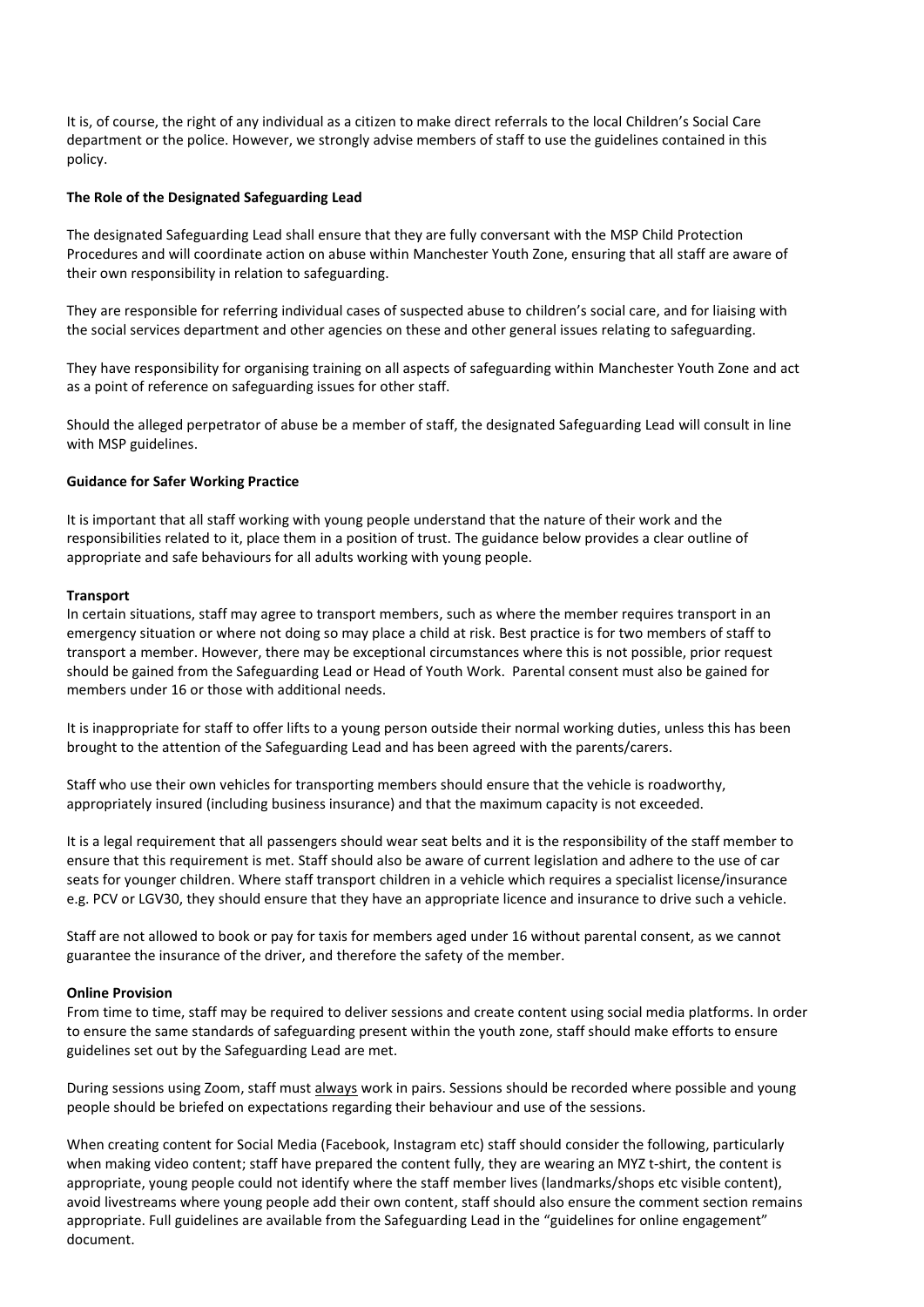It is, of course, the right of any individual as a citizen to make direct referrals to the local Children's Social Care department or the police. However, we strongly advise members of staff to use the guidelines contained in this policy.

**The Role of the Designated Safeguarding Lead**

The designated Safeguarding Lead shall ensure that they are fully conversant with the MSP Child Protection Procedures and will coordinate action on abuse within Manchester Youth Zone, ensuring that all staff are aware of their own responsibility in relation to safeguarding.

They are responsible for referring individual cases of suspected abuse to children's social care, and for liaising with the social services department and other agencies on these and other general issues relating to safeguarding.

They have responsibility for organising training on all aspects of safeguarding within Manchester Youth Zone and act as a point of reference on safeguarding issues for other staff.

Should the alleged perpetrator of abuse be a member of staff, the designated Safeguarding Lead will consult in line with MSP guidelines.

**Guidance for Safer Working Practice**

It is important that all staff working with young people understand that the nature of their work and the responsibilities related to it, place them in a position of trust. The guidance below provides a clear outline of appropriate and safe behaviours for all adults working with young people.

**Transport**

In certain situations, staff may agree to transport members, such as where the member requires transport in an emergency situation or where not doing so may place a child at risk. Best practice is for two members of staff to transport a member. However, there may be exceptional circumstances where this is not possible, prior request should be gained from the Safeguarding Lead or Head of Youth Work. Parental consent must also be gained for members under 16 or those with additional needs.

It is inappropriate for staff to offer lifts to a young person outside their normal working duties, unless this has been brought to the attention of the Safeguarding Lead and has been agreed with the parents/carers.

Staff who use their own vehicles for transporting members should ensure that the vehicle is roadworthy, appropriately insured (including business insurance) and that the maximum capacity is not exceeded.

It is a legal requirement that all passengers should wear seat belts and it is the responsibility of the staff member to ensure that this requirement is met. Staff should also be aware of current legislation and adhere to the use of car seats for younger children. Where staff transport children in a vehicle which requires a specialist license/insurance e.g. PCV or LGV30, they should ensure that they have an appropriate licence and insurance to drive such a vehicle.

Staff are not allowed to book or pay for taxis for members aged under 16 without parental consent, as we cannot guarantee the insurance of the driver, and therefore the safety of the member.

**Online Provision**

From time to time, staff may be required to deliver sessions and create content using social media platforms. In order to ensure the same standards of safeguarding present within the youth zone, staff should make efforts to ensure guidelines set out by the Safeguarding Lead are met.

During sessions using Zoom, staff must always work in pairs. Sessions should be recorded where possible and young people should be briefed on expectations regarding their behaviour and use of the sessions.

When creating content for Social Media (Facebook, Instagram etc) staff should consider the following, particularly when making video content; staff have prepared the content fully, they are wearing an MYZ t-shirt, the content is appropriate, young people could not identify where the staff member lives (landmarks/shops etc visible content), avoid livestreams where young people add their own content, staff should also ensure the comment section remains appropriate. Full guidelines are available from the Safeguarding Lead in the "guidelines for online engagement" document.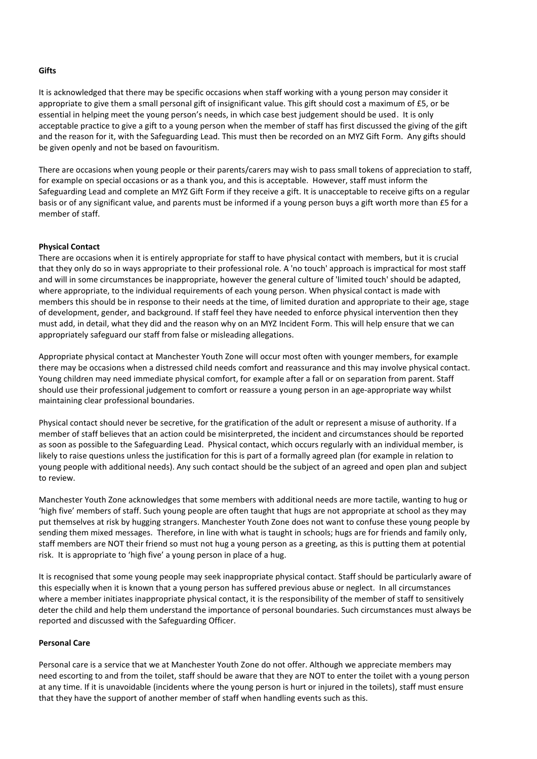**Gifts**

It is acknowledged that there may be specific occasions when staff working with a young person may consider it appropriate to give them a small personal gift of insignificant value. This gift should cost a maximum of £5, or be essential in helping meet the young person's needs, in which case best judgement should be used. It is only acceptable practice to give a gift to a young person when the member of staff has first discussed the giving of the gift and the reason for it, with the Safeguarding Lead. This must then be recorded on an MYZ Gift Form. Any gifts should be given openly and not be based on favouritism.

There are occasions when young people or their parents/carers may wish to pass small tokens of appreciation to staff, for example on special occasions or as a thank you, and this is acceptable. However, staff must inform the Safeguarding Lead and complete an MYZ Gift Form if they receive a gift. It is unacceptable to receive gifts on a regular basis or of any significant value, and parents must be informed if a young person buys a gift worth more than £5 for a member of staff.

**Physical Contact**

There are occasions when it is entirely appropriate for staff to have physical contact with members, but it is crucial that they only do so in ways appropriate to their professional role. A 'no touch' approach is impractical for most staff and will in some circumstances be inappropriate, however the general culture of 'limited touch' should be adapted, where appropriate, to the individual requirements of each young person. When physical contact is made with members this should be in response to their needs at the time, of limited duration and appropriate to their age, stage of development, gender, and background. If staff feel they have needed to enforce physical intervention then they must add, in detail, what they did and the reason why on an MYZ Incident Form. This will help ensure that we can appropriately safeguard our staff from false or misleading allegations.

Appropriate physical contact at Manchester Youth Zone will occur most often with younger members, for example there may be occasions when a distressed child needs comfort and reassurance and this may involve physical contact. Young children may need immediate physical comfort, for example after a fall or on separation from parent. Staff should use their professional judgement to comfort or reassure a young person in an age-appropriate way whilst maintaining clear professional boundaries.

Physical contact should never be secretive, for the gratification of the adult or represent a misuse of authority. If a member of staff believes that an action could be misinterpreted, the incident and circumstances should be reported as soon as possible to the Safeguarding Lead. Physical contact, which occurs regularly with an individual member, is likely to raise questions unless the justification for this is part of a formally agreed plan (for example in relation to young people with additional needs). Any such contact should be the subject of an agreed and open plan and subject to review.

Manchester Youth Zone acknowledges that some members with additional needs are more tactile, wanting to hug or 'high five' members of staff. Such young people are often taught that hugs are not appropriate at school as they may put themselves at risk by hugging strangers. Manchester Youth Zone does not want to confuse these young people by sending them mixed messages. Therefore, in line with what is taught in schools; hugs are for friends and family only, staff members are NOT their friend so must not hug a young person as a greeting, as this is putting them at potential risk. It is appropriate to 'high five' a young person in place of a hug.

It is recognised that some young people may seek inappropriate physical contact. Staff should be particularly aware of this especially when it is known that a young person has suffered previous abuse or neglect. In all circumstances where a member initiates inappropriate physical contact, it is the responsibility of the member of staff to sensitively deter the child and help them understand the importance of personal boundaries. Such circumstances must always be reported and discussed with the Safeguarding Officer.

**Personal Care**

Personal care is a service that we at Manchester Youth Zone do not offer. Although we appreciate members may need escorting to and from the toilet, staff should be aware that they are NOT to enter the toilet with a young person at any time. If it is unavoidable (incidents where the young person is hurt or injured in the toilets), staff must ensure that they have the support of another member of staff when handling events such as this.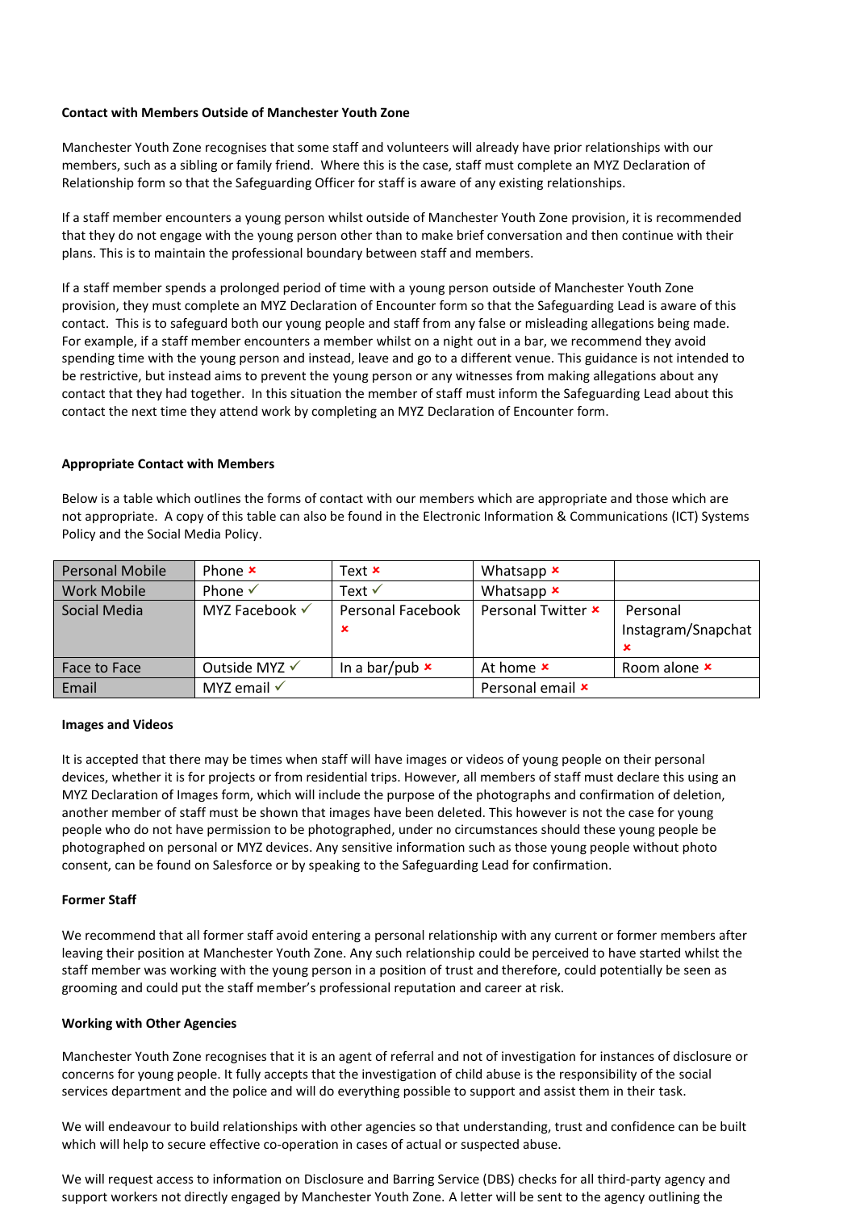**Contact with Members Outside of Manchester Youth Zone**

Manchester Youth Zone recognises that some staff and volunteers will already have prior relationships with our members, such as a sibling or family friend. Where this is the case, staff must complete an MYZ Declaration of Relationship form so that the Safeguarding Officer for staff is aware of any existing relationships.

If a staff member encounters a young person whilst outside of Manchester Youth Zone provision, it is recommended that they do not engage with the young person other than to make brief conversation and then continue with their plans. This is to maintain the professional boundary between staff and members.

If a staff member spends a prolonged period of time with a young person outside of Manchester Youth Zone provision, they must complete an MYZ Declaration of Encounter form so that the Safeguarding Lead is aware of this contact. This is to safeguard both our young people and staff from any false or misleading allegations being made. For example, if a staff member encounters a member whilst on a night out in a bar, we recommend they avoid spending time with the young person and instead, leave and go to a different venue. This guidance is not intended to be restrictive, but instead aims to prevent the young person or any witnesses from making allegations about any contact that they had together. In this situation the member of staff must inform the Safeguarding Lead about this contact the next time they attend work by completing an MYZ Declaration of Encounter form.

**Appropriate Contact with Members**

Below is a table which outlines the forms of contact with our members which are appropriate and those which are not appropriate. A copy of this table can also be found in the Electronic Information & Communications (ICT) Systems Policy and the Social Media Policy.

| | | | | |
|---|---|---|---|---|
| Personal Mobile | Phone ✗ | Text ✗ | Whatsapp ✗ | |
| Work Mobile | Phone ✓ | Text ✓ | Whatsapp ✗ | |
| Social Media | MYZ Facebook ✓ | Personal Facebook ✗ | Personal Twitter ✗ | Personal Instagram/Snapchat ✗ |
| Face to Face | Outside MYZ ✓ | In a bar/pub ✗ | At home ✗ | Room alone ✗ |
| Email | MYZ email ✓ | | Personal email ✗ | |

**Images and Videos**

It is accepted that there may be times when staff will have images or videos of young people on their personal devices, whether it is for projects or from residential trips. However, all members of staff must declare this using an MYZ Declaration of Images form, which will include the purpose of the photographs and confirmation of deletion, another member of staff must be shown that images have been deleted. This however is not the case for young people who do not have permission to be photographed, under no circumstances should these young people be photographed on personal or MYZ devices. Any sensitive information such as those young people without photo consent, can be found on Salesforce or by speaking to the Safeguarding Lead for confirmation.

**Former Staff**

We recommend that all former staff avoid entering a personal relationship with any current or former members after leaving their position at Manchester Youth Zone. Any such relationship could be perceived to have started whilst the staff member was working with the young person in a position of trust and therefore, could potentially be seen as grooming and could put the staff member's professional reputation and career at risk.

**Working with Other Agencies**

Manchester Youth Zone recognises that it is an agent of referral and not of investigation for instances of disclosure or concerns for young people. It fully accepts that the investigation of child abuse is the responsibility of the social services department and the police and will do everything possible to support and assist them in their task.

We will endeavour to build relationships with other agencies so that understanding, trust and confidence can be built which will help to secure effective co-operation in cases of actual or suspected abuse.

We will request access to information on Disclosure and Barring Service (DBS) checks for all third-party agency and support workers not directly engaged by Manchester Youth Zone. A letter will be sent to the agency outlining the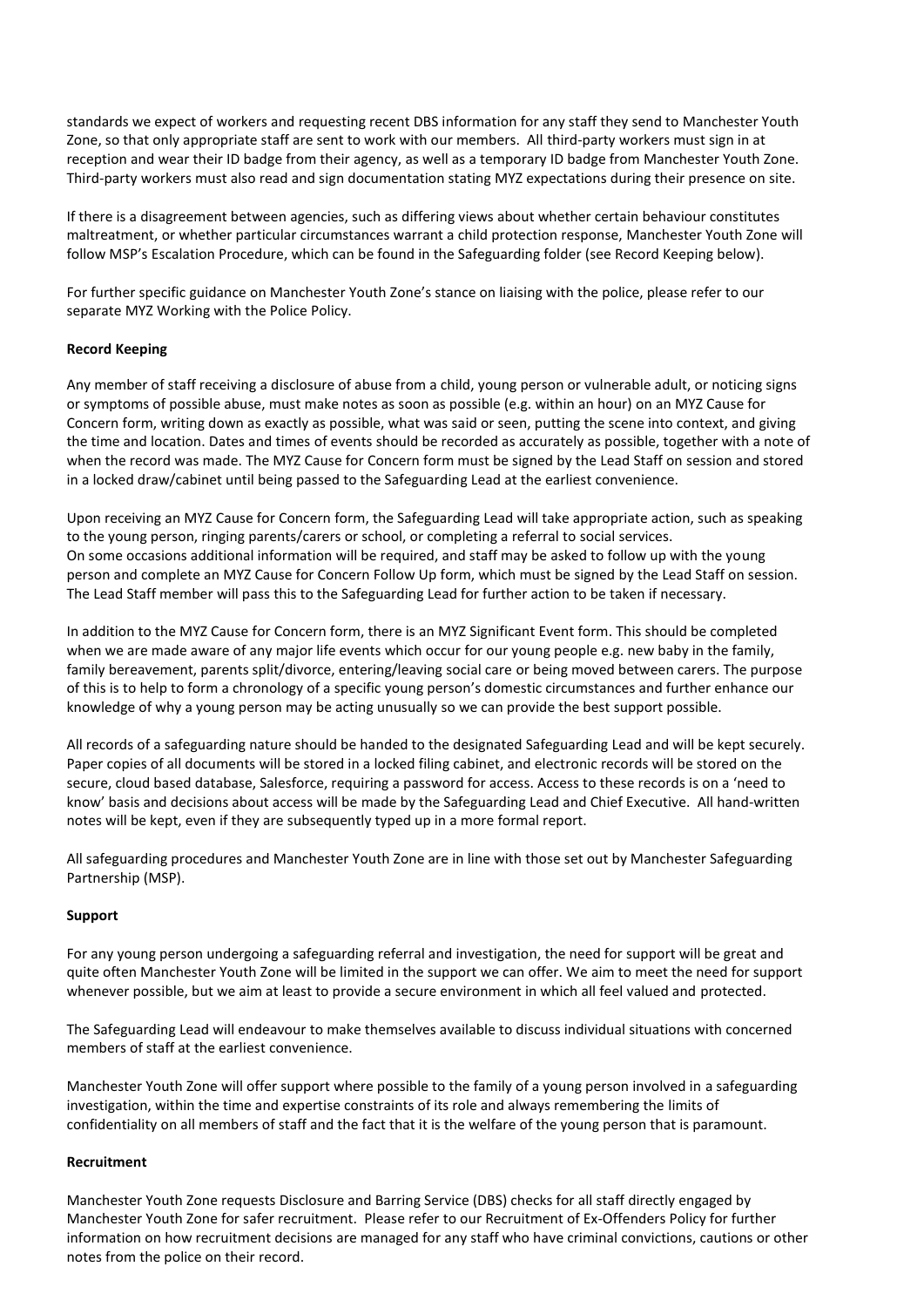standards we expect of workers and requesting recent DBS information for any staff they send to Manchester Youth Zone, so that only appropriate staff are sent to work with our members. All third-party workers must sign in at reception and wear their ID badge from their agency, as well as a temporary ID badge from Manchester Youth Zone. Third-party workers must also read and sign documentation stating MYZ expectations during their presence on site.

If there is a disagreement between agencies, such as differing views about whether certain behaviour constitutes maltreatment, or whether particular circumstances warrant a child protection response, Manchester Youth Zone will follow MSP's Escalation Procedure, which can be found in the Safeguarding folder (see Record Keeping below).

For further specific guidance on Manchester Youth Zone's stance on liaising with the police, please refer to our separate MYZ Working with the Police Policy.

**Record Keeping**

Any member of staff receiving a disclosure of abuse from a child, young person or vulnerable adult, or noticing signs or symptoms of possible abuse, must make notes as soon as possible (e.g. within an hour) on an MYZ Cause for Concern form, writing down as exactly as possible, what was said or seen, putting the scene into context, and giving the time and location. Dates and times of events should be recorded as accurately as possible, together with a note of when the record was made. The MYZ Cause for Concern form must be signed by the Lead Staff on session and stored in a locked draw/cabinet until being passed to the Safeguarding Lead at the earliest convenience.

Upon receiving an MYZ Cause for Concern form, the Safeguarding Lead will take appropriate action, such as speaking to the young person, ringing parents/carers or school, or completing a referral to social services.
On some occasions additional information will be required, and staff may be asked to follow up with the young person and complete an MYZ Cause for Concern Follow Up form, which must be signed by the Lead Staff on session. The Lead Staff member will pass this to the Safeguarding Lead for further action to be taken if necessary.

In addition to the MYZ Cause for Concern form, there is an MYZ Significant Event form. This should be completed when we are made aware of any major life events which occur for our young people e.g. new baby in the family, family bereavement, parents split/divorce, entering/leaving social care or being moved between carers. The purpose of this is to help to form a chronology of a specific young person's domestic circumstances and further enhance our knowledge of why a young person may be acting unusually so we can provide the best support possible.

All records of a safeguarding nature should be handed to the designated Safeguarding Lead and will be kept securely. Paper copies of all documents will be stored in a locked filing cabinet, and electronic records will be stored on the secure, cloud based database, Salesforce, requiring a password for access. Access to these records is on a 'need to know' basis and decisions about access will be made by the Safeguarding Lead and Chief Executive. All hand-written notes will be kept, even if they are subsequently typed up in a more formal report.

All safeguarding procedures and Manchester Youth Zone are in line with those set out by Manchester Safeguarding Partnership (MSP).

**Support**

For any young person undergoing a safeguarding referral and investigation, the need for support will be great and quite often Manchester Youth Zone will be limited in the support we can offer. We aim to meet the need for support whenever possible, but we aim at least to provide a secure environment in which all feel valued and protected.

The Safeguarding Lead will endeavour to make themselves available to discuss individual situations with concerned members of staff at the earliest convenience.

Manchester Youth Zone will offer support where possible to the family of a young person involved in a safeguarding investigation, within the time and expertise constraints of its role and always remembering the limits of confidentiality on all members of staff and the fact that it is the welfare of the young person that is paramount.

**Recruitment**

Manchester Youth Zone requests Disclosure and Barring Service (DBS) checks for all staff directly engaged by Manchester Youth Zone for safer recruitment. Please refer to our Recruitment of Ex-Offenders Policy for further information on how recruitment decisions are managed for any staff who have criminal convictions, cautions or other notes from the police on their record.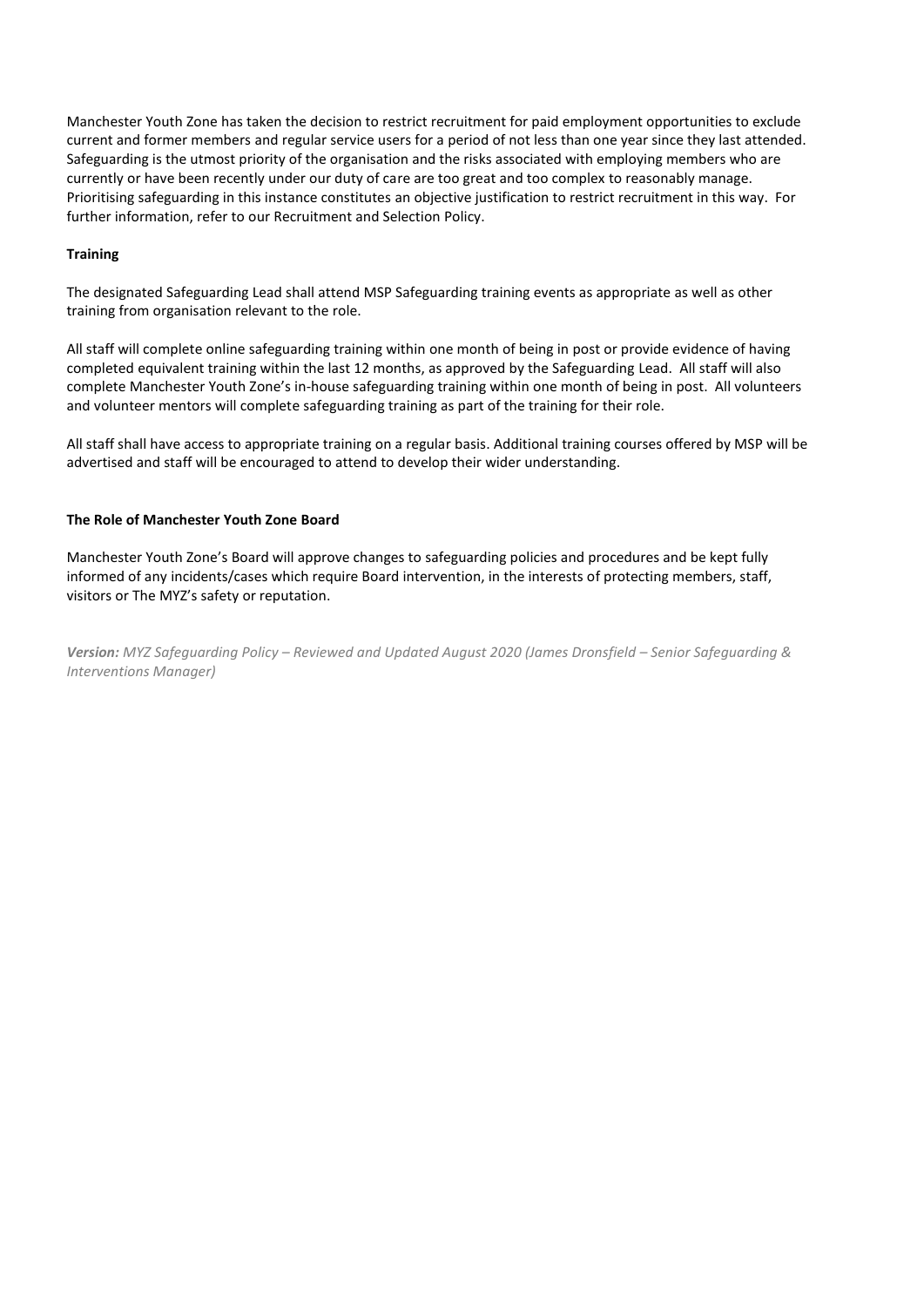Manchester Youth Zone has taken the decision to restrict recruitment for paid employment opportunities to exclude current and former members and regular service users for a period of not less than one year since they last attended. Safeguarding is the utmost priority of the organisation and the risks associated with employing members who are currently or have been recently under our duty of care are too great and too complex to reasonably manage. Prioritising safeguarding in this instance constitutes an objective justification to restrict recruitment in this way. For further information, refer to our Recruitment and Selection Policy.

**Training**

The designated Safeguarding Lead shall attend MSP Safeguarding training events as appropriate as well as other training from organisation relevant to the role.

All staff will complete online safeguarding training within one month of being in post or provide evidence of having completed equivalent training within the last 12 months, as approved by the Safeguarding Lead. All staff will also complete Manchester Youth Zone's in-house safeguarding training within one month of being in post. All volunteers and volunteer mentors will complete safeguarding training as part of the training for their role.

All staff shall have access to appropriate training on a regular basis. Additional training courses offered by MSP will be advertised and staff will be encouraged to attend to develop their wider understanding.

**The Role of Manchester Youth Zone Board**

Manchester Youth Zone's Board will approve changes to safeguarding policies and procedures and be kept fully informed of any incidents/cases which require Board intervention, in the interests of protecting members, staff, visitors or The MYZ's safety or reputation.

***Version:*** *MYZ Safeguarding Policy – Reviewed and Updated August 2020 (James Dronsfield – Senior Safeguarding & Interventions Manager)*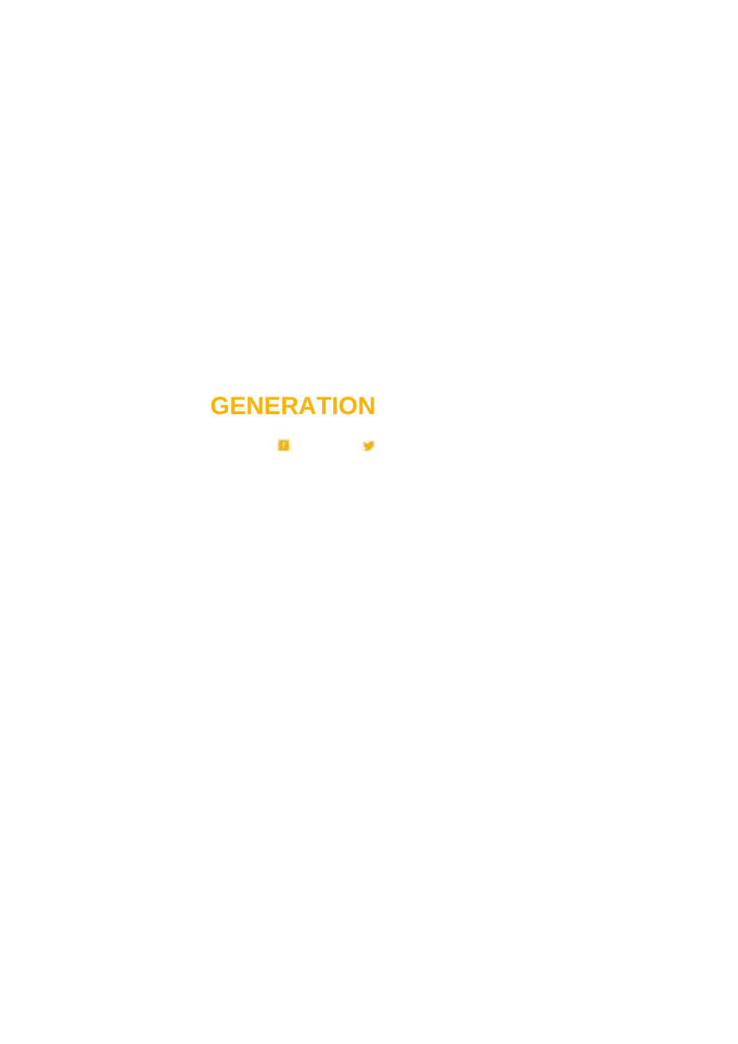GENERATION